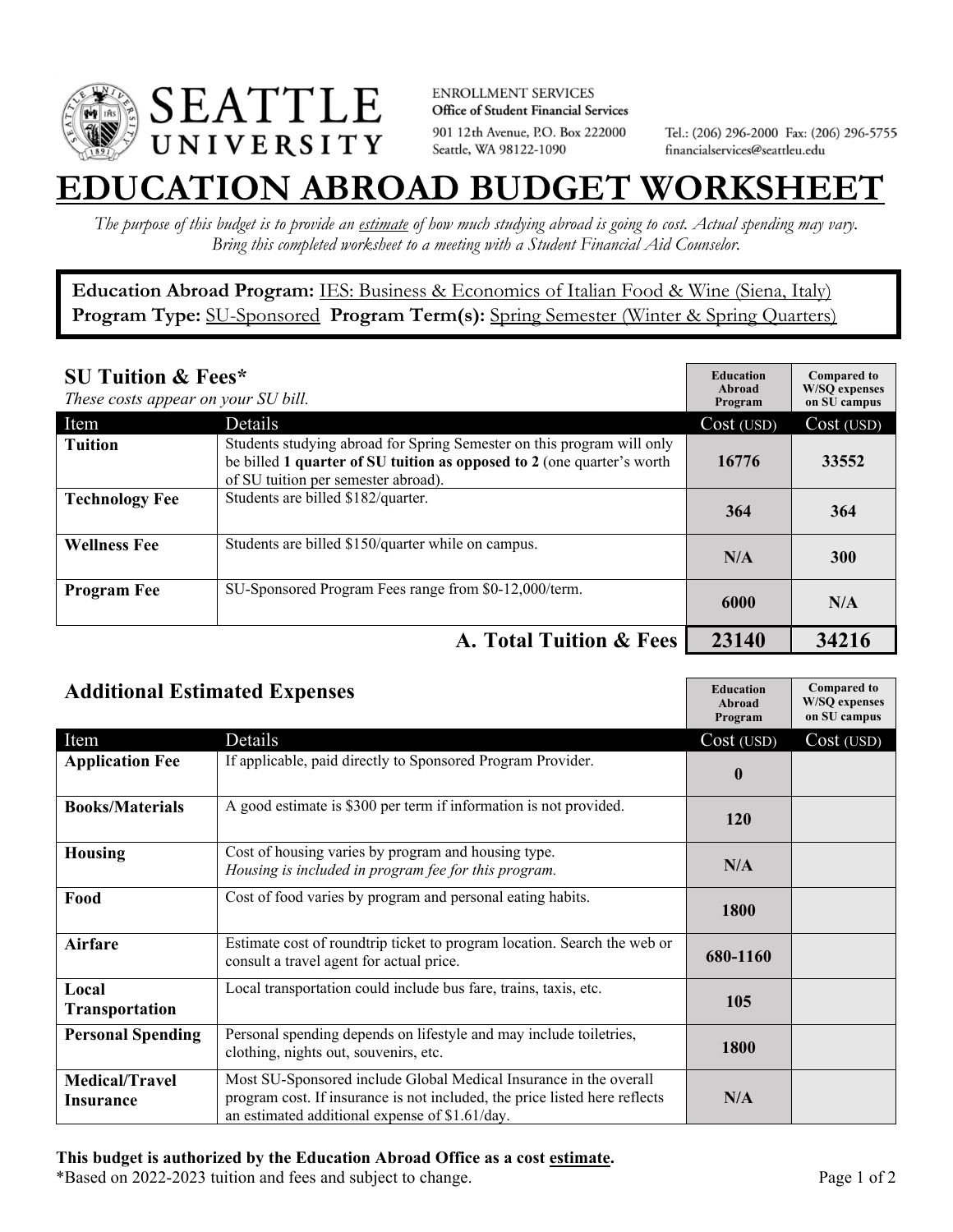SEATTLE UNIVERSITY

ENROLLMENT SERVICES
**Office of Student Financial Services**
901 12th Avenue, P.O. Box 222000
Seattle, WA 98122-1090

Tel.: (206) 296-2000 Fax: (206) 296-5755
financialservices@seattleu.edu

# EDUCATION ABROAD BUDGET WORKSHEET

*The purpose of this budget is to provide an estimate of how much studying abroad is going to cost. Actual spending may vary. Bring this completed worksheet to a meeting with a Student Financial Aid Counselor.*

**Education Abroad Program:** IES: Business & Economics of Italian Food & Wine (Siena, Italy)
**Program Type:** SU-Sponsored **Program Term(s):** Spring Semester (Winter & Spring Quarters)

## SU Tuition & Fees*

*These costs appear on your SU bill.*

| Item | Details | Education Abroad Program Cost (USD) | Compared to W/SQ expenses on SU campus Cost (USD) |
|---|---|---|---|
| **Tuition** | Students studying abroad for Spring Semester on this program will only be billed **1 quarter of SU tuition as opposed to 2** (one quarter's worth of SU tuition per semester abroad). | **16776** | **33552** |
| **Technology Fee** | Students are billed $182/quarter. | **364** | **364** |
| **Wellness Fee** | Students are billed $150/quarter while on campus. | **N/A** | **300** |
| **Program Fee** | SU-Sponsored Program Fees range from $0-12,000/term. | **6000** | **N/A** |
| | **A. Total Tuition & Fees** | **23140** | **34216** |

## Additional Estimated Expenses

| Item | Details | Education Abroad Program Cost (USD) | Compared to W/SQ expenses on SU campus Cost (USD) |
|---|---|---|---|
| **Application Fee** | If applicable, paid directly to Sponsored Program Provider. | **0** | |
| **Books/Materials** | A good estimate is $300 per term if information is not provided. | **120** | |
| **Housing** | Cost of housing varies by program and housing type. *Housing is included in program fee for this program.* | **N/A** | |
| **Food** | Cost of food varies by program and personal eating habits. | **1800** | |
| **Airfare** | Estimate cost of roundtrip ticket to program location. Search the web or consult a travel agent for actual price. | **680-1160** | |
| **Local Transportation** | Local transportation could include bus fare, trains, taxis, etc. | **105** | |
| **Personal Spending** | Personal spending depends on lifestyle and may include toiletries, clothing, nights out, souvenirs, etc. | **1800** | |
| **Medical/Travel Insurance** | Most SU-Sponsored include Global Medical Insurance in the overall program cost. If insurance is not included, the price listed here reflects an estimated additional expense of $1.61/day. | **N/A** | |

**This budget is authorized by the Education Abroad Office as a cost estimate.**
*Based on 2022-2023 tuition and fees and subject to change.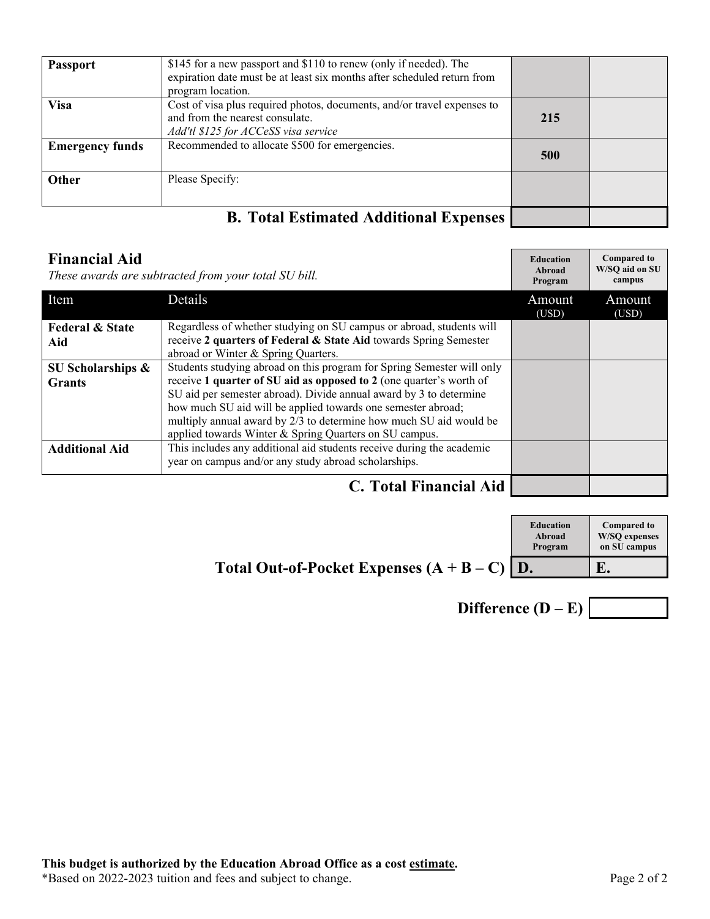| | | | |
|---|---|---|---|
| **Passport** | $145 for a new passport and $110 to renew (only if needed). The expiration date must be at least six months after scheduled return from program location. | | |
| **Visa** | Cost of visa plus required photos, documents, and/or travel expenses to and from the nearest consulate. *Add'tl $125 for ACCeSS visa service* | **215** | |
| **Emergency funds** | Recommended to allocate $500 for emergencies. | **500** | |
| **Other** | Please Specify: | | |
| | **B. Total Estimated Additional Expenses** | | |

## Financial Aid

*These awards are subtracted from your total SU bill.*

| Item | Details | Education Abroad Program Amount (USD) | Compared to W/SQ aid on SU campus Amount (USD) |
|---|---|---|---|
| **Federal & State Aid** | Regardless of whether studying on SU campus or abroad, students will receive **2 quarters of Federal & State Aid** towards Spring Semester abroad or Winter & Spring Quarters. | | |
| **SU Scholarships & Grants** | Students studying abroad on this program for Spring Semester will only receive **1 quarter of SU aid as opposed to 2** (one quarter's worth of SU aid per semester abroad). Divide annual award by 3 to determine how much SU aid will be applied towards one semester abroad; multiply annual award by 2/3 to determine how much SU aid would be applied towards Winter & Spring Quarters on SU campus. | | |
| **Additional Aid** | This includes any additional aid students receive during the academic year on campus and/or any study abroad scholarships. | | |
| | **C. Total Financial Aid** | | |

| | Education Abroad Program | Compared to W/SQ expenses on SU campus |
|---|---|---|
| **Total Out-of-Pocket Expenses (A + B – C)** | **D.** | **E.** |

**Difference (D – E)** ____________

**This budget is authorized by the Education Abroad Office as a cost estimate.**
*Based on 2022-2023 tuition and fees and subject to change.